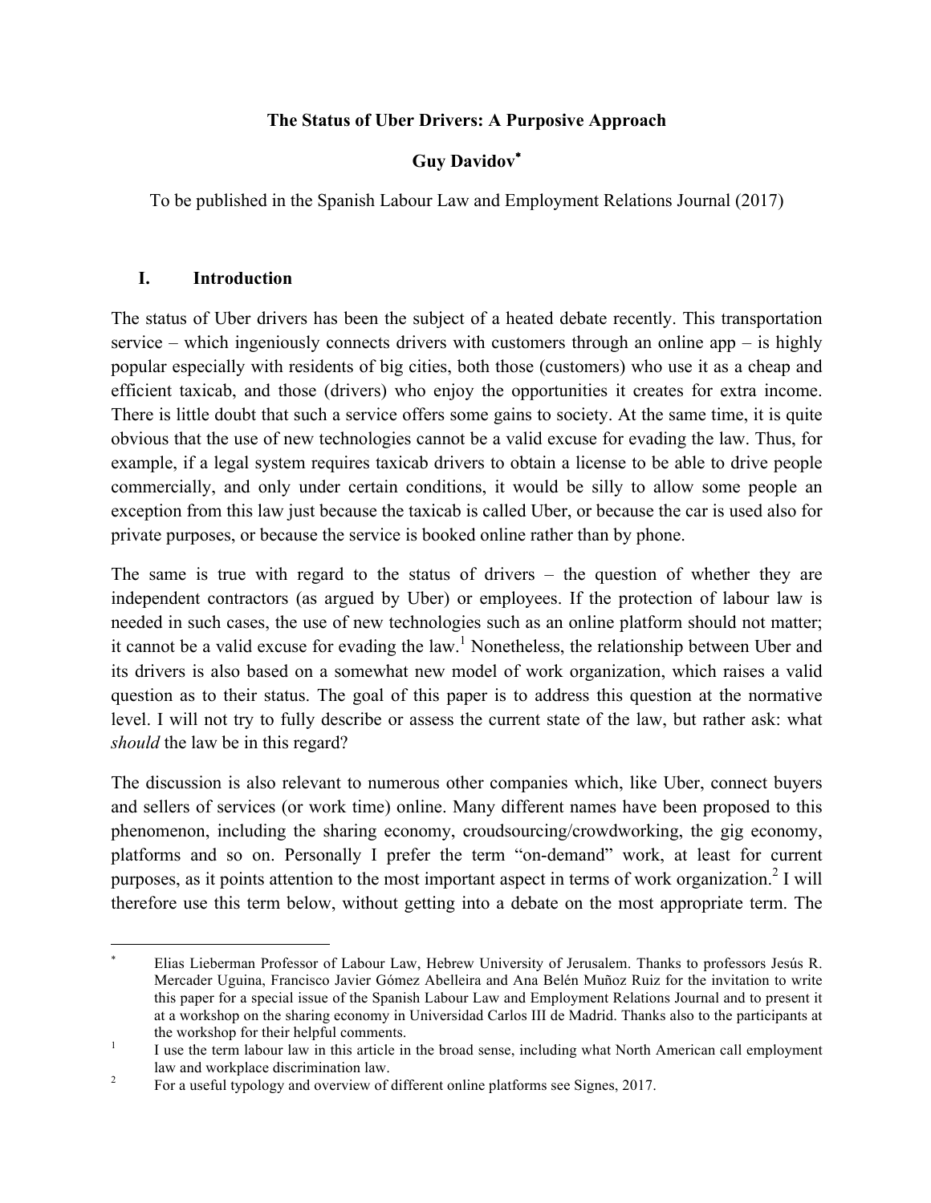# The Status of Uber Drivers: A Purposive Approach

**Guy Davidov**[*]

To be published in the Spanish Labour Law and Employment Relations Journal (2017)

## I. Introduction

The status of Uber drivers has been the subject of a heated debate recently. This transportation service – which ingeniously connects drivers with customers through an online app – is highly popular especially with residents of big cities, both those (customers) who use it as a cheap and efficient taxicab, and those (drivers) who enjoy the opportunities it creates for extra income. There is little doubt that such a service offers some gains to society. At the same time, it is quite obvious that the use of new technologies cannot be a valid excuse for evading the law. Thus, for example, if a legal system requires taxicab drivers to obtain a license to be able to drive people commercially, and only under certain conditions, it would be silly to allow some people an exception from this law just because the taxicab is called Uber, or because the car is used also for private purposes, or because the service is booked online rather than by phone.

The same is true with regard to the status of drivers – the question of whether they are independent contractors (as argued by Uber) or employees. If the protection of labour law is needed in such cases, the use of new technologies such as an online platform should not matter; it cannot be a valid excuse for evading the law.[1] Nonetheless, the relationship between Uber and its drivers is also based on a somewhat new model of work organization, which raises a valid question as to their status. The goal of this paper is to address this question at the normative level. I will not try to fully describe or assess the current state of the law, but rather ask: what *should* the law be in this regard?

The discussion is also relevant to numerous other companies which, like Uber, connect buyers and sellers of services (or work time) online. Many different names have been proposed to this phenomenon, including the sharing economy, croudsourcing/crowdworking, the gig economy, platforms and so on. Personally I prefer the term "on-demand" work, at least for current purposes, as it points attention to the most important aspect in terms of work organization.[2] I will therefore use this term below, without getting into a debate on the most appropriate term. The

---

[*] Elias Lieberman Professor of Labour Law, Hebrew University of Jerusalem. Thanks to professors Jesús R. Mercader Uguina, Francisco Javier Gómez Abelleira and Ana Belén Muñoz Ruiz for the invitation to write this paper for a special issue of the Spanish Labour Law and Employment Relations Journal and to present it at a workshop on the sharing economy in Universidad Carlos III de Madrid. Thanks also to the participants at the workshop for their helpful comments.

[1] I use the term labour law in this article in the broad sense, including what North American call employment law and workplace discrimination law.

[2] For a useful typology and overview of different online platforms see Signes, 2017.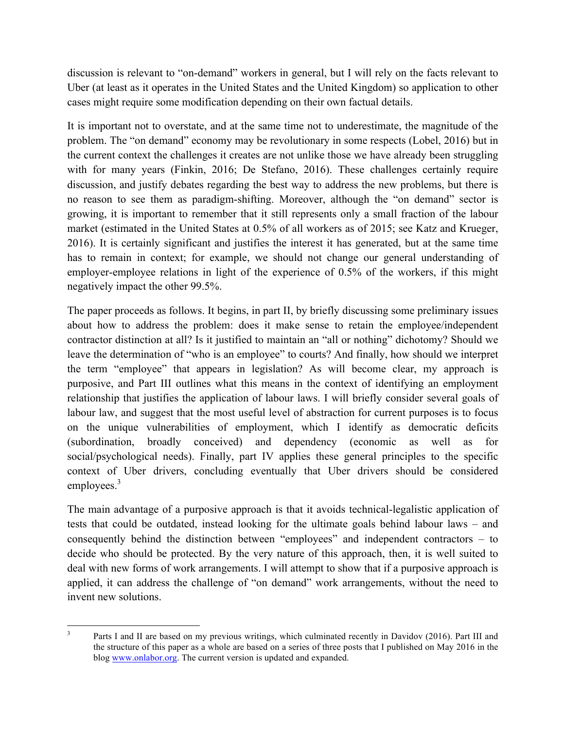discussion is relevant to "on-demand" workers in general, but I will rely on the facts relevant to Uber (at least as it operates in the United States and the United Kingdom) so application to other cases might require some modification depending on their own factual details.

It is important not to overstate, and at the same time not to underestimate, the magnitude of the problem. The "on demand" economy may be revolutionary in some respects (Lobel, 2016) but in the current context the challenges it creates are not unlike those we have already been struggling with for many years (Finkin, 2016; De Stefano, 2016). These challenges certainly require discussion, and justify debates regarding the best way to address the new problems, but there is no reason to see them as paradigm-shifting. Moreover, although the "on demand" sector is growing, it is important to remember that it still represents only a small fraction of the labour market (estimated in the United States at 0.5% of all workers as of 2015; see Katz and Krueger, 2016). It is certainly significant and justifies the interest it has generated, but at the same time has to remain in context; for example, we should not change our general understanding of employer-employee relations in light of the experience of 0.5% of the workers, if this might negatively impact the other 99.5%.

The paper proceeds as follows. It begins, in part II, by briefly discussing some preliminary issues about how to address the problem: does it make sense to retain the employee/independent contractor distinction at all? Is it justified to maintain an "all or nothing" dichotomy? Should we leave the determination of "who is an employee" to courts? And finally, how should we interpret the term "employee" that appears in legislation? As will become clear, my approach is purposive, and Part III outlines what this means in the context of identifying an employment relationship that justifies the application of labour laws. I will briefly consider several goals of labour law, and suggest that the most useful level of abstraction for current purposes is to focus on the unique vulnerabilities of employment, which I identify as democratic deficits (subordination, broadly conceived) and dependency (economic as well as for social/psychological needs). Finally, part IV applies these general principles to the specific context of Uber drivers, concluding eventually that Uber drivers should be considered employees.[3]

The main advantage of a purposive approach is that it avoids technical-legalistic application of tests that could be outdated, instead looking for the ultimate goals behind labour laws – and consequently behind the distinction between "employees" and independent contractors – to decide who should be protected. By the very nature of this approach, then, it is well suited to deal with new forms of work arrangements. I will attempt to show that if a purposive approach is applied, it can address the challenge of "on demand" work arrangements, without the need to invent new solutions.

---

[3] Parts I and II are based on my previous writings, which culminated recently in Davidov (2016). Part III and the structure of this paper as a whole are based on a series of three posts that I published on May 2016 in the blog www.onlabor.org. The current version is updated and expanded.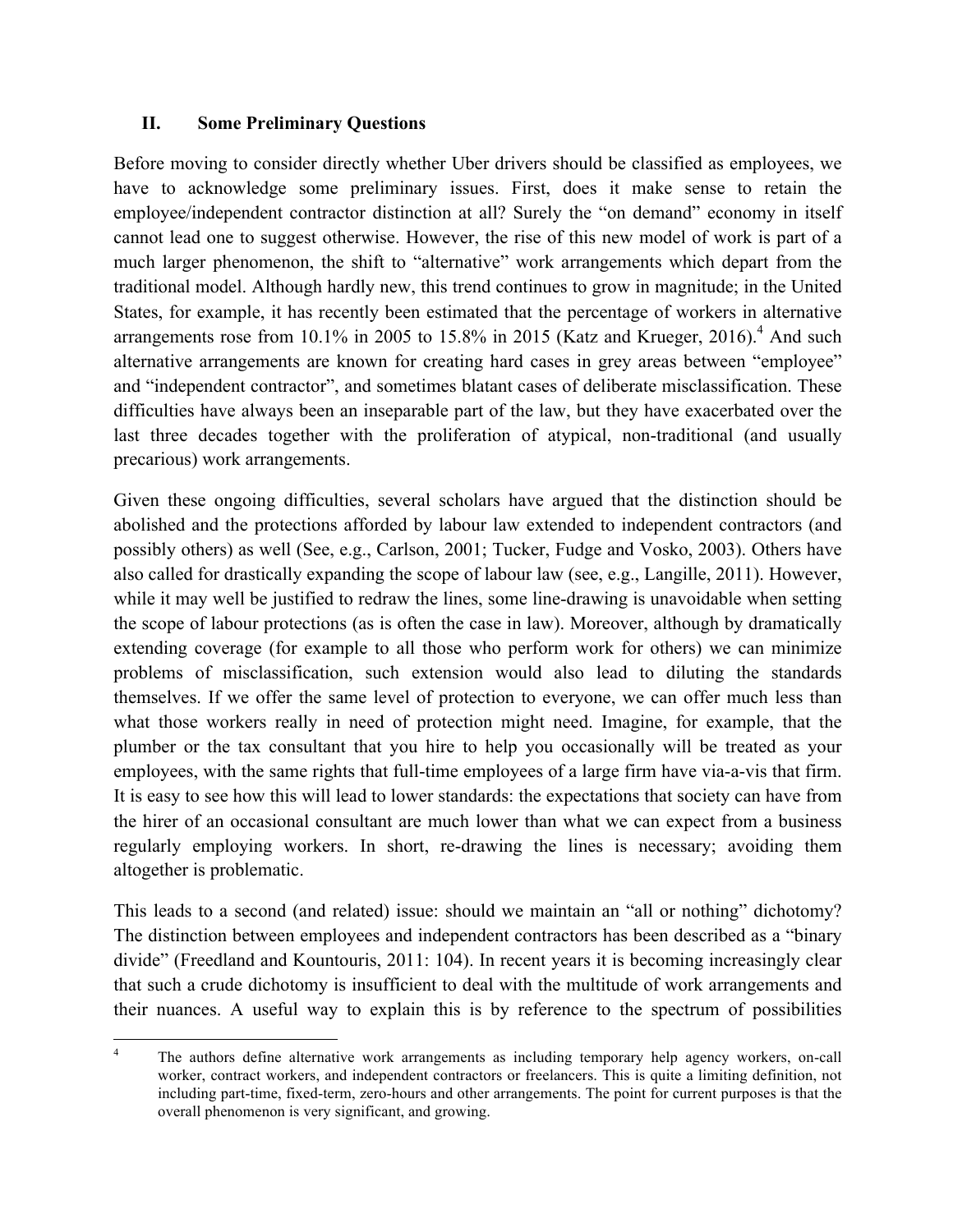## II. Some Preliminary Questions

Before moving to consider directly whether Uber drivers should be classified as employees, we have to acknowledge some preliminary issues. First, does it make sense to retain the employee/independent contractor distinction at all? Surely the "on demand" economy in itself cannot lead one to suggest otherwise. However, the rise of this new model of work is part of a much larger phenomenon, the shift to "alternative" work arrangements which depart from the traditional model. Although hardly new, this trend continues to grow in magnitude; in the United States, for example, it has recently been estimated that the percentage of workers in alternative arrangements rose from 10.1% in 2005 to 15.8% in 2015 (Katz and Krueger, 2016).[4] And such alternative arrangements are known for creating hard cases in grey areas between "employee" and "independent contractor", and sometimes blatant cases of deliberate misclassification. These difficulties have always been an inseparable part of the law, but they have exacerbated over the last three decades together with the proliferation of atypical, non-traditional (and usually precarious) work arrangements.

Given these ongoing difficulties, several scholars have argued that the distinction should be abolished and the protections afforded by labour law extended to independent contractors (and possibly others) as well (See, e.g., Carlson, 2001; Tucker, Fudge and Vosko, 2003). Others have also called for drastically expanding the scope of labour law (see, e.g., Langille, 2011). However, while it may well be justified to redraw the lines, some line-drawing is unavoidable when setting the scope of labour protections (as is often the case in law). Moreover, although by dramatically extending coverage (for example to all those who perform work for others) we can minimize problems of misclassification, such extension would also lead to diluting the standards themselves. If we offer the same level of protection to everyone, we can offer much less than what those workers really in need of protection might need. Imagine, for example, that the plumber or the tax consultant that you hire to help you occasionally will be treated as your employees, with the same rights that full-time employees of a large firm have via-a-vis that firm. It is easy to see how this will lead to lower standards: the expectations that society can have from the hirer of an occasional consultant are much lower than what we can expect from a business regularly employing workers. In short, re-drawing the lines is necessary; avoiding them altogether is problematic.

This leads to a second (and related) issue: should we maintain an "all or nothing" dichotomy? The distinction between employees and independent contractors has been described as a "binary divide" (Freedland and Kountouris, 2011: 104). In recent years it is becoming increasingly clear that such a crude dichotomy is insufficient to deal with the multitude of work arrangements and their nuances. A useful way to explain this is by reference to the spectrum of possibilities

---

[4] The authors define alternative work arrangements as including temporary help agency workers, on-call worker, contract workers, and independent contractors or freelancers. This is quite a limiting definition, not including part-time, fixed-term, zero-hours and other arrangements. The point for current purposes is that the overall phenomenon is very significant, and growing.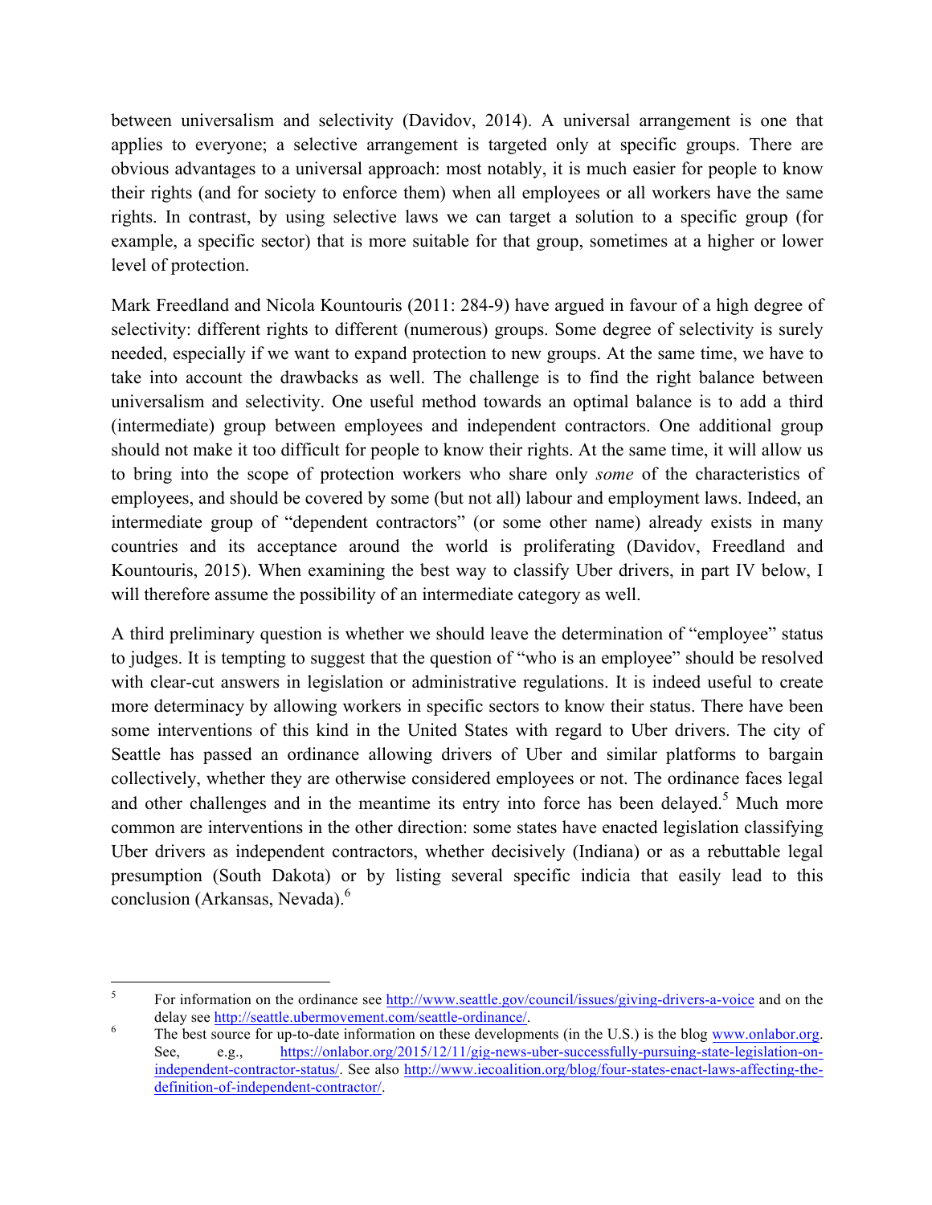between universalism and selectivity (Davidov, 2014). A universal arrangement is one that applies to everyone; a selective arrangement is targeted only at specific groups. There are obvious advantages to a universal approach: most notably, it is much easier for people to know their rights (and for society to enforce them) when all employees or all workers have the same rights. In contrast, by using selective laws we can target a solution to a specific group (for example, a specific sector) that is more suitable for that group, sometimes at a higher or lower level of protection.

Mark Freedland and Nicola Kountouris (2011: 284-9) have argued in favour of a high degree of selectivity: different rights to different (numerous) groups. Some degree of selectivity is surely needed, especially if we want to expand protection to new groups. At the same time, we have to take into account the drawbacks as well. The challenge is to find the right balance between universalism and selectivity. One useful method towards an optimal balance is to add a third (intermediate) group between employees and independent contractors. One additional group should not make it too difficult for people to know their rights. At the same time, it will allow us to bring into the scope of protection workers who share only *some* of the characteristics of employees, and should be covered by some (but not all) labour and employment laws. Indeed, an intermediate group of "dependent contractors" (or some other name) already exists in many countries and its acceptance around the world is proliferating (Davidov, Freedland and Kountouris, 2015). When examining the best way to classify Uber drivers, in part IV below, I will therefore assume the possibility of an intermediate category as well.

A third preliminary question is whether we should leave the determination of "employee" status to judges. It is tempting to suggest that the question of "who is an employee" should be resolved with clear-cut answers in legislation or administrative regulations. It is indeed useful to create more determinacy by allowing workers in specific sectors to know their status. There have been some interventions of this kind in the United States with regard to Uber drivers. The city of Seattle has passed an ordinance allowing drivers of Uber and similar platforms to bargain collectively, whether they are otherwise considered employees or not. The ordinance faces legal and other challenges and in the meantime its entry into force has been delayed.[5] Much more common are interventions in the other direction: some states have enacted legislation classifying Uber drivers as independent contractors, whether decisively (Indiana) or as a rebuttable legal presumption (South Dakota) or by listing several specific indicia that easily lead to this conclusion (Arkansas, Nevada).[6]

---

[5] For information on the ordinance see http://www.seattle.gov/council/issues/giving-drivers-a-voice and on the delay see http://seattle.ubermovement.com/seattle-ordinance/.

[6] The best source for up-to-date information on these developments (in the U.S.) is the blog www.onlabor.org. See, e.g., https://onlabor.org/2015/12/11/gig-news-uber-successfully-pursuing-state-legislation-on-independent-contractor-status/. See also http://www.iecoalition.org/blog/four-states-enact-laws-affecting-the-definition-of-independent-contractor/.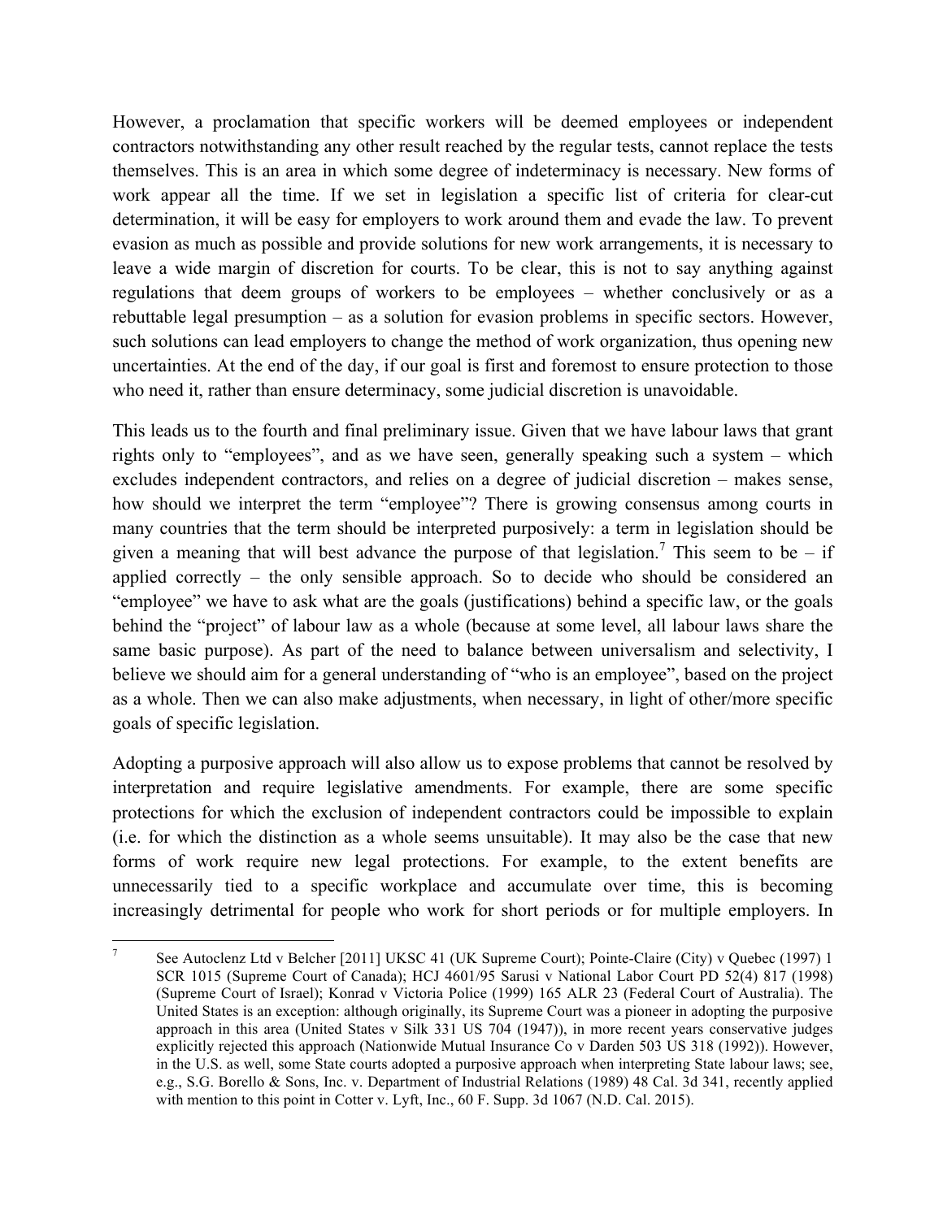However, a proclamation that specific workers will be deemed employees or independent contractors notwithstanding any other result reached by the regular tests, cannot replace the tests themselves. This is an area in which some degree of indeterminacy is necessary. New forms of work appear all the time. If we set in legislation a specific list of criteria for clear-cut determination, it will be easy for employers to work around them and evade the law. To prevent evasion as much as possible and provide solutions for new work arrangements, it is necessary to leave a wide margin of discretion for courts. To be clear, this is not to say anything against regulations that deem groups of workers to be employees – whether conclusively or as a rebuttable legal presumption – as a solution for evasion problems in specific sectors. However, such solutions can lead employers to change the method of work organization, thus opening new uncertainties. At the end of the day, if our goal is first and foremost to ensure protection to those who need it, rather than ensure determinacy, some judicial discretion is unavoidable.

This leads us to the fourth and final preliminary issue. Given that we have labour laws that grant rights only to "employees", and as we have seen, generally speaking such a system – which excludes independent contractors, and relies on a degree of judicial discretion – makes sense, how should we interpret the term "employee"? There is growing consensus among courts in many countries that the term should be interpreted purposively: a term in legislation should be given a meaning that will best advance the purpose of that legislation.[7] This seem to be – if applied correctly – the only sensible approach. So to decide who should be considered an "employee" we have to ask what are the goals (justifications) behind a specific law, or the goals behind the "project" of labour law as a whole (because at some level, all labour laws share the same basic purpose). As part of the need to balance between universalism and selectivity, I believe we should aim for a general understanding of "who is an employee", based on the project as a whole. Then we can also make adjustments, when necessary, in light of other/more specific goals of specific legislation.

Adopting a purposive approach will also allow us to expose problems that cannot be resolved by interpretation and require legislative amendments. For example, there are some specific protections for which the exclusion of independent contractors could be impossible to explain (i.e. for which the distinction as a whole seems unsuitable). It may also be the case that new forms of work require new legal protections. For example, to the extent benefits are unnecessarily tied to a specific workplace and accumulate over time, this is becoming increasingly detrimental for people who work for short periods or for multiple employers. In

---

[7] See Autoclenz Ltd v Belcher [2011] UKSC 41 (UK Supreme Court); Pointe-Claire (City) v Quebec (1997) 1 SCR 1015 (Supreme Court of Canada); HCJ 4601/95 Sarusi v National Labor Court PD 52(4) 817 (1998) (Supreme Court of Israel); Konrad v Victoria Police (1999) 165 ALR 23 (Federal Court of Australia). The United States is an exception: although originally, its Supreme Court was a pioneer in adopting the purposive approach in this area (United States v Silk 331 US 704 (1947)), in more recent years conservative judges explicitly rejected this approach (Nationwide Mutual Insurance Co v Darden 503 US 318 (1992)). However, in the U.S. as well, some State courts adopted a purposive approach when interpreting State labour laws; see, e.g., S.G. Borello & Sons, Inc. v. Department of Industrial Relations (1989) 48 Cal. 3d 341, recently applied with mention to this point in Cotter v. Lyft, Inc., 60 F. Supp. 3d 1067 (N.D. Cal. 2015).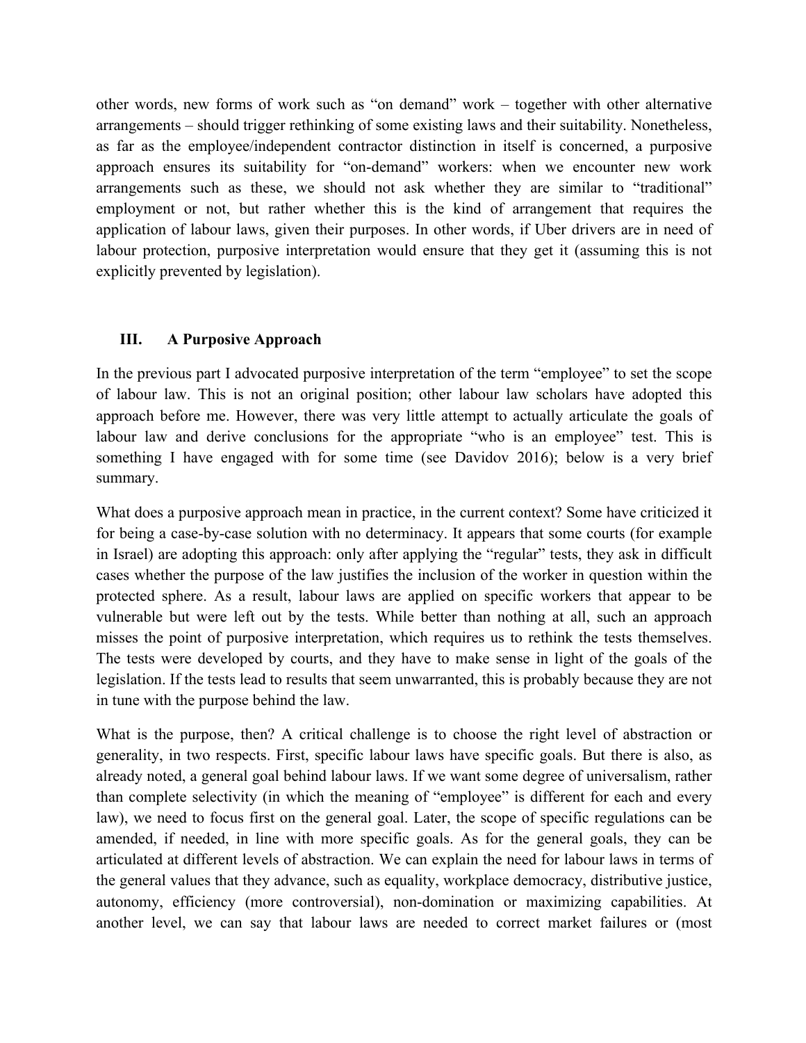other words, new forms of work such as "on demand" work – together with other alternative arrangements – should trigger rethinking of some existing laws and their suitability. Nonetheless, as far as the employee/independent contractor distinction in itself is concerned, a purposive approach ensures its suitability for "on-demand" workers: when we encounter new work arrangements such as these, we should not ask whether they are similar to "traditional" employment or not, but rather whether this is the kind of arrangement that requires the application of labour laws, given their purposes. In other words, if Uber drivers are in need of labour protection, purposive interpretation would ensure that they get it (assuming this is not explicitly prevented by legislation).

## III. A Purposive Approach

In the previous part I advocated purposive interpretation of the term "employee" to set the scope of labour law. This is not an original position; other labour law scholars have adopted this approach before me. However, there was very little attempt to actually articulate the goals of labour law and derive conclusions for the appropriate "who is an employee" test. This is something I have engaged with for some time (see Davidov 2016); below is a very brief summary.

What does a purposive approach mean in practice, in the current context? Some have criticized it for being a case-by-case solution with no determinacy. It appears that some courts (for example in Israel) are adopting this approach: only after applying the "regular" tests, they ask in difficult cases whether the purpose of the law justifies the inclusion of the worker in question within the protected sphere. As a result, labour laws are applied on specific workers that appear to be vulnerable but were left out by the tests. While better than nothing at all, such an approach misses the point of purposive interpretation, which requires us to rethink the tests themselves. The tests were developed by courts, and they have to make sense in light of the goals of the legislation. If the tests lead to results that seem unwarranted, this is probably because they are not in tune with the purpose behind the law.

What is the purpose, then? A critical challenge is to choose the right level of abstraction or generality, in two respects. First, specific labour laws have specific goals. But there is also, as already noted, a general goal behind labour laws. If we want some degree of universalism, rather than complete selectivity (in which the meaning of "employee" is different for each and every law), we need to focus first on the general goal. Later, the scope of specific regulations can be amended, if needed, in line with more specific goals. As for the general goals, they can be articulated at different levels of abstraction. We can explain the need for labour laws in terms of the general values that they advance, such as equality, workplace democracy, distributive justice, autonomy, efficiency (more controversial), non-domination or maximizing capabilities. At another level, we can say that labour laws are needed to correct market failures or (most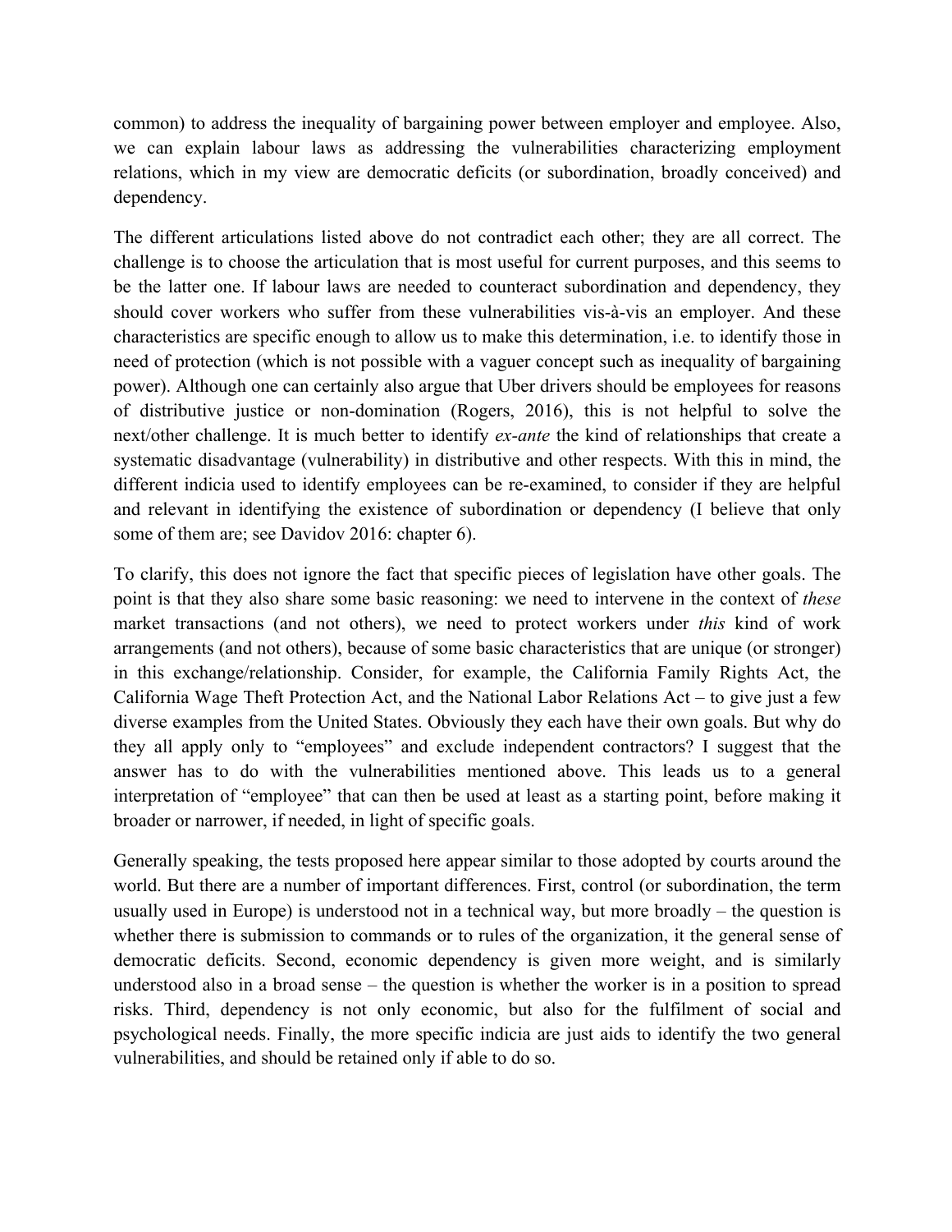common) to address the inequality of bargaining power between employer and employee. Also, we can explain labour laws as addressing the vulnerabilities characterizing employment relations, which in my view are democratic deficits (or subordination, broadly conceived) and dependency.

The different articulations listed above do not contradict each other; they are all correct. The challenge is to choose the articulation that is most useful for current purposes, and this seems to be the latter one. If labour laws are needed to counteract subordination and dependency, they should cover workers who suffer from these vulnerabilities vis-à-vis an employer. And these characteristics are specific enough to allow us to make this determination, i.e. to identify those in need of protection (which is not possible with a vaguer concept such as inequality of bargaining power). Although one can certainly also argue that Uber drivers should be employees for reasons of distributive justice or non-domination (Rogers, 2016), this is not helpful to solve the next/other challenge. It is much better to identify *ex-ante* the kind of relationships that create a systematic disadvantage (vulnerability) in distributive and other respects. With this in mind, the different indicia used to identify employees can be re-examined, to consider if they are helpful and relevant in identifying the existence of subordination or dependency (I believe that only some of them are; see Davidov 2016: chapter 6).

To clarify, this does not ignore the fact that specific pieces of legislation have other goals. The point is that they also share some basic reasoning: we need to intervene in the context of *these* market transactions (and not others), we need to protect workers under *this* kind of work arrangements (and not others), because of some basic characteristics that are unique (or stronger) in this exchange/relationship. Consider, for example, the California Family Rights Act, the California Wage Theft Protection Act, and the National Labor Relations Act – to give just a few diverse examples from the United States. Obviously they each have their own goals. But why do they all apply only to "employees" and exclude independent contractors? I suggest that the answer has to do with the vulnerabilities mentioned above. This leads us to a general interpretation of "employee" that can then be used at least as a starting point, before making it broader or narrower, if needed, in light of specific goals.

Generally speaking, the tests proposed here appear similar to those adopted by courts around the world. But there are a number of important differences. First, control (or subordination, the term usually used in Europe) is understood not in a technical way, but more broadly – the question is whether there is submission to commands or to rules of the organization, it the general sense of democratic deficits. Second, economic dependency is given more weight, and is similarly understood also in a broad sense – the question is whether the worker is in a position to spread risks. Third, dependency is not only economic, but also for the fulfilment of social and psychological needs. Finally, the more specific indicia are just aids to identify the two general vulnerabilities, and should be retained only if able to do so.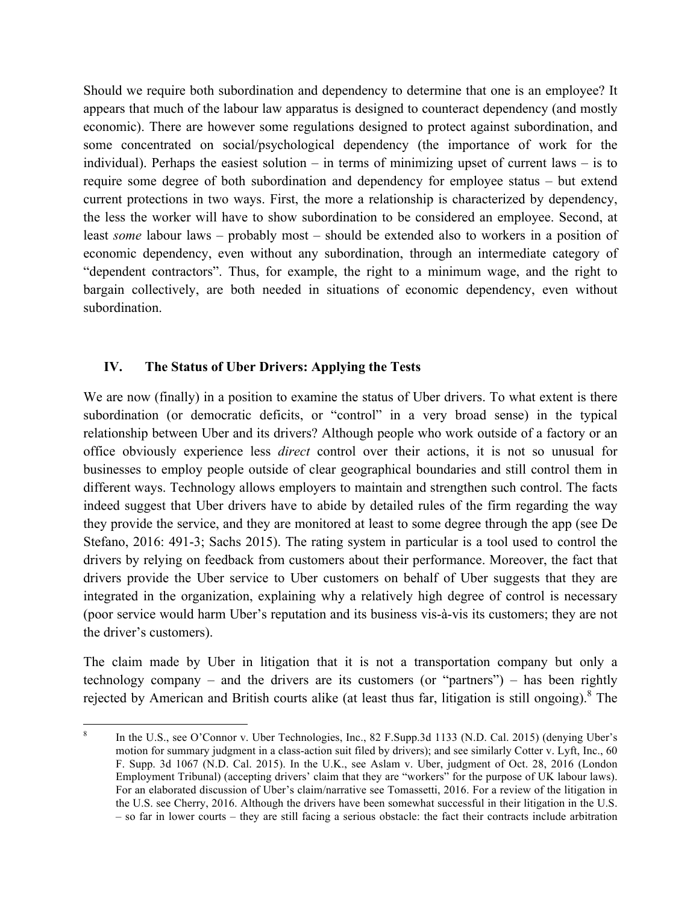Should we require both subordination and dependency to determine that one is an employee? It appears that much of the labour law apparatus is designed to counteract dependency (and mostly economic). There are however some regulations designed to protect against subordination, and some concentrated on social/psychological dependency (the importance of work for the individual). Perhaps the easiest solution – in terms of minimizing upset of current laws – is to require some degree of both subordination and dependency for employee status – but extend current protections in two ways. First, the more a relationship is characterized by dependency, the less the worker will have to show subordination to be considered an employee. Second, at least *some* labour laws – probably most – should be extended also to workers in a position of economic dependency, even without any subordination, through an intermediate category of "dependent contractors". Thus, for example, the right to a minimum wage, and the right to bargain collectively, are both needed in situations of economic dependency, even without subordination.

## IV. The Status of Uber Drivers: Applying the Tests

We are now (finally) in a position to examine the status of Uber drivers. To what extent is there subordination (or democratic deficits, or "control" in a very broad sense) in the typical relationship between Uber and its drivers? Although people who work outside of a factory or an office obviously experience less *direct* control over their actions, it is not so unusual for businesses to employ people outside of clear geographical boundaries and still control them in different ways. Technology allows employers to maintain and strengthen such control. The facts indeed suggest that Uber drivers have to abide by detailed rules of the firm regarding the way they provide the service, and they are monitored at least to some degree through the app (see De Stefano, 2016: 491-3; Sachs 2015). The rating system in particular is a tool used to control the drivers by relying on feedback from customers about their performance. Moreover, the fact that drivers provide the Uber service to Uber customers on behalf of Uber suggests that they are integrated in the organization, explaining why a relatively high degree of control is necessary (poor service would harm Uber's reputation and its business vis-à-vis its customers; they are not the driver's customers).

The claim made by Uber in litigation that it is not a transportation company but only a technology company – and the drivers are its customers (or "partners") – has been rightly rejected by American and British courts alike (at least thus far, litigation is still ongoing).[8] The

---

[8] In the U.S., see O'Connor v. Uber Technologies, Inc., 82 F.Supp.3d 1133 (N.D. Cal. 2015) (denying Uber's motion for summary judgment in a class-action suit filed by drivers); and see similarly Cotter v. Lyft, Inc., 60 F. Supp. 3d 1067 (N.D. Cal. 2015). In the U.K., see Aslam v. Uber, judgment of Oct. 28, 2016 (London Employment Tribunal) (accepting drivers' claim that they are "workers" for the purpose of UK labour laws). For an elaborated discussion of Uber's claim/narrative see Tomassetti, 2016. For a review of the litigation in the U.S. see Cherry, 2016. Although the drivers have been somewhat successful in their litigation in the U.S. – so far in lower courts – they are still facing a serious obstacle: the fact their contracts include arbitration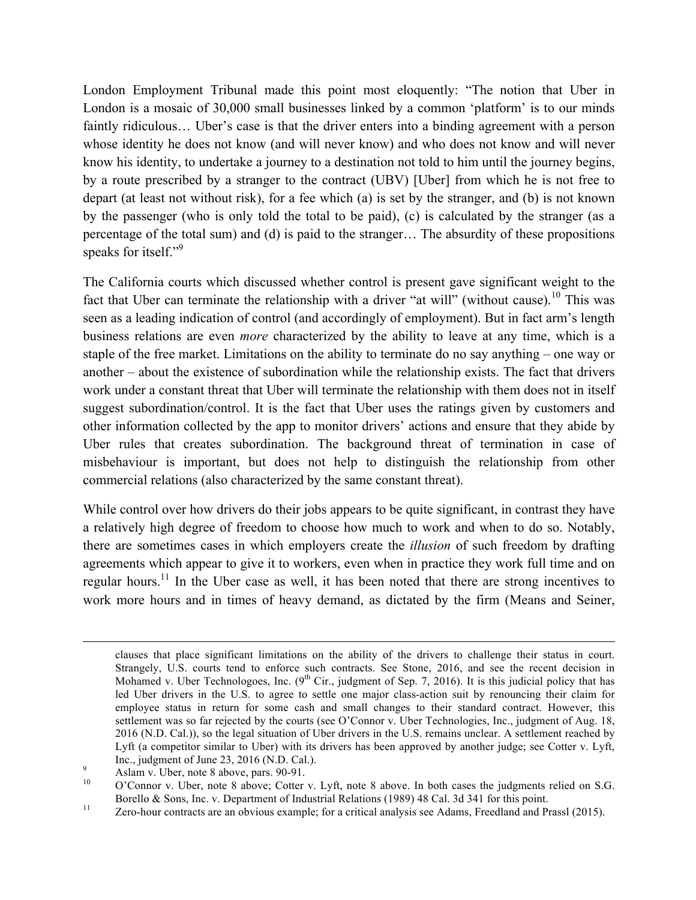London Employment Tribunal made this point most eloquently: "The notion that Uber in London is a mosaic of 30,000 small businesses linked by a common 'platform' is to our minds faintly ridiculous… Uber's case is that the driver enters into a binding agreement with a person whose identity he does not know (and will never know) and who does not know and will never know his identity, to undertake a journey to a destination not told to him until the journey begins, by a route prescribed by a stranger to the contract (UBV) [Uber] from which he is not free to depart (at least not without risk), for a fee which (a) is set by the stranger, and (b) is not known by the passenger (who is only told the total to be paid), (c) is calculated by the stranger (as a percentage of the total sum) and (d) is paid to the stranger… The absurdity of these propositions speaks for itself."[9]

The California courts which discussed whether control is present gave significant weight to the fact that Uber can terminate the relationship with a driver "at will" (without cause).[10] This was seen as a leading indication of control (and accordingly of employment). But in fact arm's length business relations are even *more* characterized by the ability to leave at any time, which is a staple of the free market. Limitations on the ability to terminate do no say anything – one way or another – about the existence of subordination while the relationship exists. The fact that drivers work under a constant threat that Uber will terminate the relationship with them does not in itself suggest subordination/control. It is the fact that Uber uses the ratings given by customers and other information collected by the app to monitor drivers' actions and ensure that they abide by Uber rules that creates subordination. The background threat of termination in case of misbehaviour is important, but does not help to distinguish the relationship from other commercial relations (also characterized by the same constant threat).

While control over how drivers do their jobs appears to be quite significant, in contrast they have a relatively high degree of freedom to choose how much to work and when to do so. Notably, there are sometimes cases in which employers create the *illusion* of such freedom by drafting agreements which appear to give it to workers, even when in practice they work full time and on regular hours.[11] In the Uber case as well, it has been noted that there are strong incentives to work more hours and in times of heavy demand, as dictated by the firm (Means and Seiner,

---

clauses that place significant limitations on the ability of the drivers to challenge their status in court. Strangely, U.S. courts tend to enforce such contracts. See Stone, 2016, and see the recent decision in Mohamed v. Uber Technologoes, Inc. (9th Cir., judgment of Sep. 7, 2016). It is this judicial policy that has led Uber drivers in the U.S. to agree to settle one major class-action suit by renouncing their claim for employee status in return for some cash and small changes to their standard contract. However, this settlement was so far rejected by the courts (see O'Connor v. Uber Technologies, Inc., judgment of Aug. 18, 2016 (N.D. Cal.)), so the legal situation of Uber drivers in the U.S. remains unclear. A settlement reached by Lyft (a competitor similar to Uber) with its drivers has been approved by another judge; see Cotter v. Lyft, Inc., judgment of June 23, 2016 (N.D. Cal.).

[9] Aslam v. Uber, note 8 above, pars. 90-91.

[10] O'Connor v. Uber, note 8 above; Cotter v. Lyft, note 8 above. In both cases the judgments relied on S.G. Borello & Sons, Inc. v. Department of Industrial Relations (1989) 48 Cal. 3d 341 for this point.

[11] Zero-hour contracts are an obvious example; for a critical analysis see Adams, Freedland and Prassl (2015).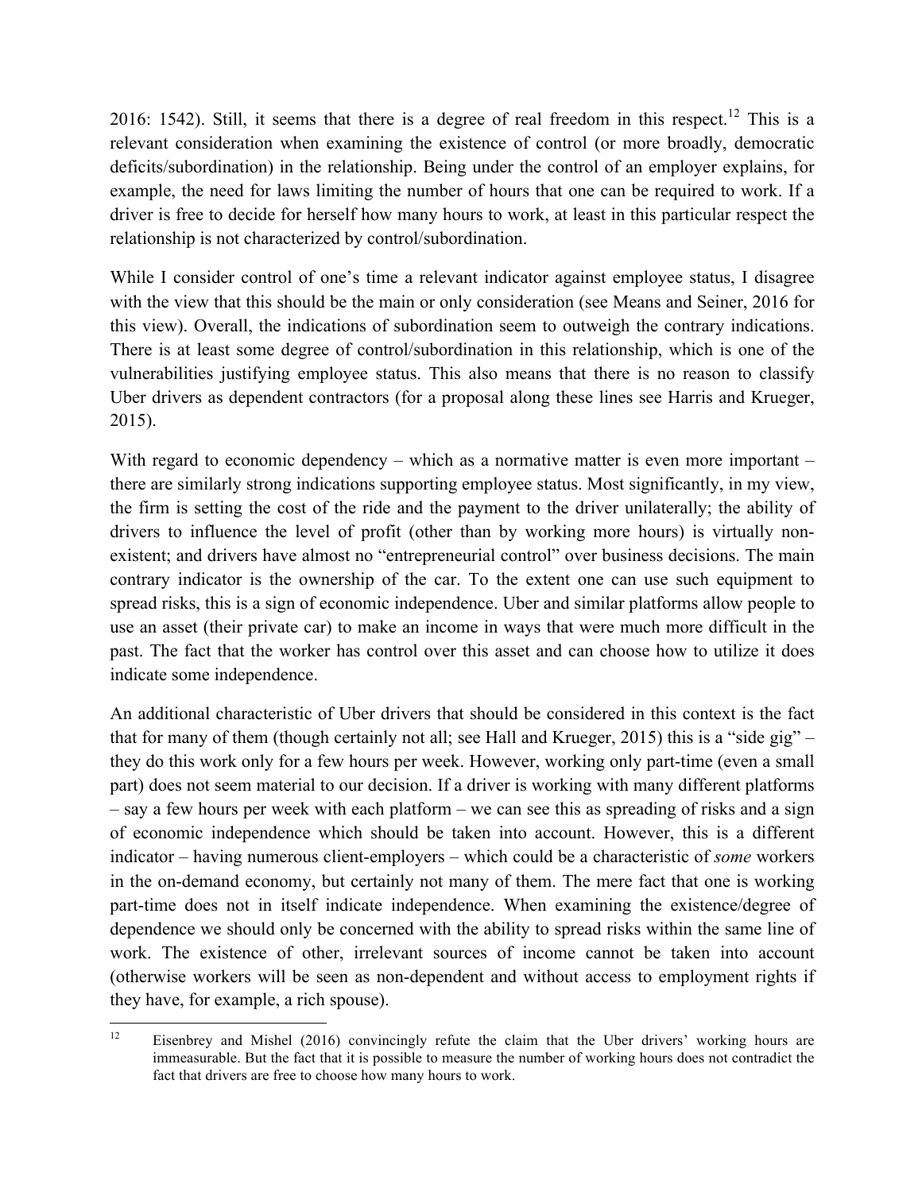2016: 1542). Still, it seems that there is a degree of real freedom in this respect.[12] This is a relevant consideration when examining the existence of control (or more broadly, democratic deficits/subordination) in the relationship. Being under the control of an employer explains, for example, the need for laws limiting the number of hours that one can be required to work. If a driver is free to decide for herself how many hours to work, at least in this particular respect the relationship is not characterized by control/subordination.

While I consider control of one's time a relevant indicator against employee status, I disagree with the view that this should be the main or only consideration (see Means and Seiner, 2016 for this view). Overall, the indications of subordination seem to outweigh the contrary indications. There is at least some degree of control/subordination in this relationship, which is one of the vulnerabilities justifying employee status. This also means that there is no reason to classify Uber drivers as dependent contractors (for a proposal along these lines see Harris and Krueger, 2015).

With regard to economic dependency – which as a normative matter is even more important – there are similarly strong indications supporting employee status. Most significantly, in my view, the firm is setting the cost of the ride and the payment to the driver unilaterally; the ability of drivers to influence the level of profit (other than by working more hours) is virtually non-existent; and drivers have almost no "entrepreneurial control" over business decisions. The main contrary indicator is the ownership of the car. To the extent one can use such equipment to spread risks, this is a sign of economic independence. Uber and similar platforms allow people to use an asset (their private car) to make an income in ways that were much more difficult in the past. The fact that the worker has control over this asset and can choose how to utilize it does indicate some independence.

An additional characteristic of Uber drivers that should be considered in this context is the fact that for many of them (though certainly not all; see Hall and Krueger, 2015) this is a "side gig" – they do this work only for a few hours per week. However, working only part-time (even a small part) does not seem material to our decision. If a driver is working with many different platforms – say a few hours per week with each platform – we can see this as spreading of risks and a sign of economic independence which should be taken into account. However, this is a different indicator – having numerous client-employers – which could be a characteristic of *some* workers in the on-demand economy, but certainly not many of them. The mere fact that one is working part-time does not in itself indicate independence. When examining the existence/degree of dependence we should only be concerned with the ability to spread risks within the same line of work. The existence of other, irrelevant sources of income cannot be taken into account (otherwise workers will be seen as non-dependent and without access to employment rights if they have, for example, a rich spouse).

---

[12] Eisenbrey and Mishel (2016) convincingly refute the claim that the Uber drivers' working hours are immeasurable. But the fact that it is possible to measure the number of working hours does not contradict the fact that drivers are free to choose how many hours to work.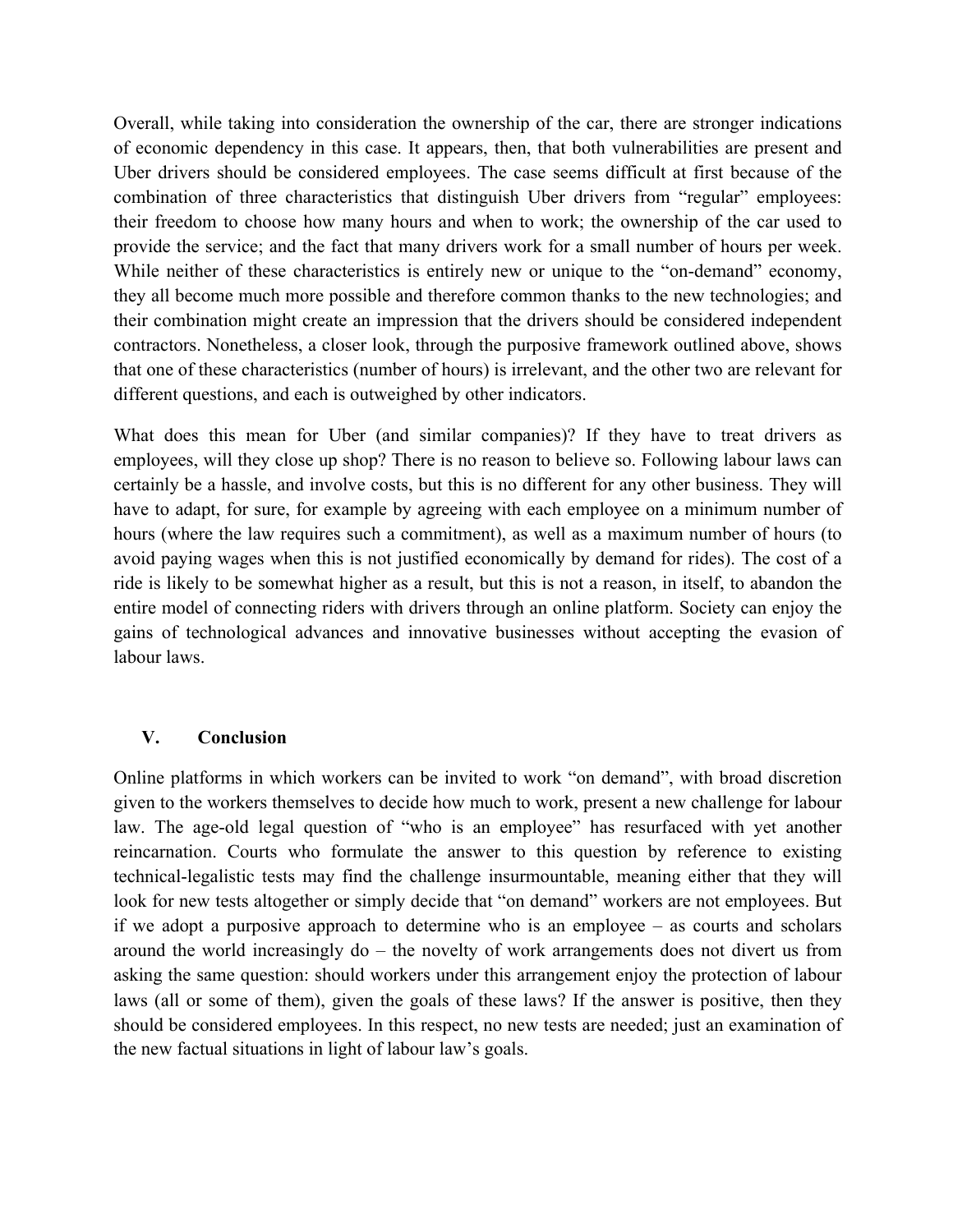Overall, while taking into consideration the ownership of the car, there are stronger indications of economic dependency in this case. It appears, then, that both vulnerabilities are present and Uber drivers should be considered employees. The case seems difficult at first because of the combination of three characteristics that distinguish Uber drivers from "regular" employees: their freedom to choose how many hours and when to work; the ownership of the car used to provide the service; and the fact that many drivers work for a small number of hours per week. While neither of these characteristics is entirely new or unique to the "on-demand" economy, they all become much more possible and therefore common thanks to the new technologies; and their combination might create an impression that the drivers should be considered independent contractors. Nonetheless, a closer look, through the purposive framework outlined above, shows that one of these characteristics (number of hours) is irrelevant, and the other two are relevant for different questions, and each is outweighed by other indicators.

What does this mean for Uber (and similar companies)? If they have to treat drivers as employees, will they close up shop? There is no reason to believe so. Following labour laws can certainly be a hassle, and involve costs, but this is no different for any other business. They will have to adapt, for sure, for example by agreeing with each employee on a minimum number of hours (where the law requires such a commitment), as well as a maximum number of hours (to avoid paying wages when this is not justified economically by demand for rides). The cost of a ride is likely to be somewhat higher as a result, but this is not a reason, in itself, to abandon the entire model of connecting riders with drivers through an online platform. Society can enjoy the gains of technological advances and innovative businesses without accepting the evasion of labour laws.

## V. Conclusion

Online platforms in which workers can be invited to work "on demand", with broad discretion given to the workers themselves to decide how much to work, present a new challenge for labour law. The age-old legal question of "who is an employee" has resurfaced with yet another reincarnation. Courts who formulate the answer to this question by reference to existing technical-legalistic tests may find the challenge insurmountable, meaning either that they will look for new tests altogether or simply decide that "on demand" workers are not employees. But if we adopt a purposive approach to determine who is an employee – as courts and scholars around the world increasingly do – the novelty of work arrangements does not divert us from asking the same question: should workers under this arrangement enjoy the protection of labour laws (all or some of them), given the goals of these laws? If the answer is positive, then they should be considered employees. In this respect, no new tests are needed; just an examination of the new factual situations in light of labour law's goals.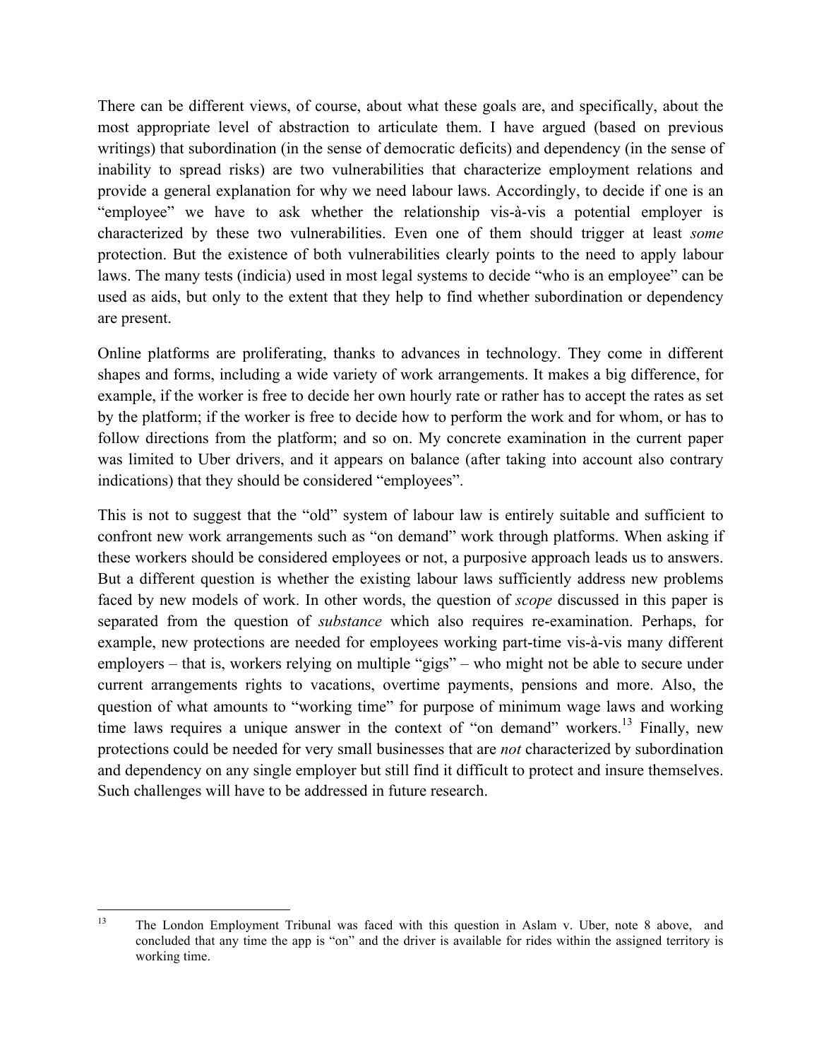There can be different views, of course, about what these goals are, and specifically, about the most appropriate level of abstraction to articulate them. I have argued (based on previous writings) that subordination (in the sense of democratic deficits) and dependency (in the sense of inability to spread risks) are two vulnerabilities that characterize employment relations and provide a general explanation for why we need labour laws. Accordingly, to decide if one is an "employee" we have to ask whether the relationship vis-à-vis a potential employer is characterized by these two vulnerabilities. Even one of them should trigger at least *some* protection. But the existence of both vulnerabilities clearly points to the need to apply labour laws. The many tests (indicia) used in most legal systems to decide "who is an employee" can be used as aids, but only to the extent that they help to find whether subordination or dependency are present.

Online platforms are proliferating, thanks to advances in technology. They come in different shapes and forms, including a wide variety of work arrangements. It makes a big difference, for example, if the worker is free to decide her own hourly rate or rather has to accept the rates as set by the platform; if the worker is free to decide how to perform the work and for whom, or has to follow directions from the platform; and so on. My concrete examination in the current paper was limited to Uber drivers, and it appears on balance (after taking into account also contrary indications) that they should be considered "employees".

This is not to suggest that the "old" system of labour law is entirely suitable and sufficient to confront new work arrangements such as "on demand" work through platforms. When asking if these workers should be considered employees or not, a purposive approach leads us to answers. But a different question is whether the existing labour laws sufficiently address new problems faced by new models of work. In other words, the question of *scope* discussed in this paper is separated from the question of *substance* which also requires re-examination. Perhaps, for example, new protections are needed for employees working part-time vis-à-vis many different employers – that is, workers relying on multiple "gigs" – who might not be able to secure under current arrangements rights to vacations, overtime payments, pensions and more. Also, the question of what amounts to "working time" for purpose of minimum wage laws and working time laws requires a unique answer in the context of "on demand" workers.[13] Finally, new protections could be needed for very small businesses that are *not* characterized by subordination and dependency on any single employer but still find it difficult to protect and insure themselves. Such challenges will have to be addressed in future research.

---

[13] The London Employment Tribunal was faced with this question in Aslam v. Uber, note 8 above, and concluded that any time the app is "on" and the driver is available for rides within the assigned territory is working time.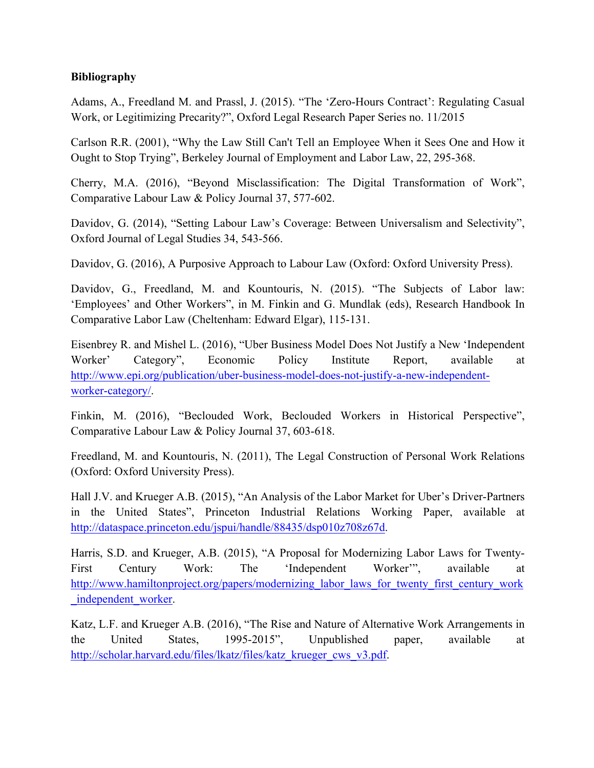**Bibliography**

Adams, A., Freedland M. and Prassl, J. (2015). "The 'Zero-Hours Contract': Regulating Casual Work, or Legitimizing Precarity?", Oxford Legal Research Paper Series no. 11/2015

Carlson R.R. (2001), "Why the Law Still Can't Tell an Employee When it Sees One and How it Ought to Stop Trying", Berkeley Journal of Employment and Labor Law, 22, 295-368.

Cherry, M.A. (2016), "Beyond Misclassification: The Digital Transformation of Work", Comparative Labour Law & Policy Journal 37, 577-602.

Davidov, G. (2014), "Setting Labour Law's Coverage: Between Universalism and Selectivity", Oxford Journal of Legal Studies 34, 543-566.

Davidov, G. (2016), A Purposive Approach to Labour Law (Oxford: Oxford University Press).

Davidov, G., Freedland, M. and Kountouris, N. (2015). "The Subjects of Labor law: 'Employees' and Other Workers", in M. Finkin and G. Mundlak (eds), Research Handbook In Comparative Labor Law (Cheltenham: Edward Elgar), 115-131.

Eisenbrey R. and Mishel L. (2016), "Uber Business Model Does Not Justify a New 'Independent Worker' Category", Economic Policy Institute Report, available at http://www.epi.org/publication/uber-business-model-does-not-justify-a-new-independent-worker-category/.

Finkin, M. (2016), "Beclouded Work, Beclouded Workers in Historical Perspective", Comparative Labour Law & Policy Journal 37, 603-618.

Freedland, M. and Kountouris, N. (2011), The Legal Construction of Personal Work Relations (Oxford: Oxford University Press).

Hall J.V. and Krueger A.B. (2015), "An Analysis of the Labor Market for Uber's Driver-Partners in the United States", Princeton Industrial Relations Working Paper, available at http://dataspace.princeton.edu/jspui/handle/88435/dsp010z708z67d.

Harris, S.D. and Krueger, A.B. (2015), "A Proposal for Modernizing Labor Laws for Twenty-First Century Work: The 'Independent Worker'", available at http://www.hamiltonproject.org/papers/modernizing_labor_laws_for_twenty_first_century_work_independent_worker.

Katz, L.F. and Krueger A.B. (2016), "The Rise and Nature of Alternative Work Arrangements in the United States, 1995-2015", Unpublished paper, available at http://scholar.harvard.edu/files/lkatz/files/katz_krueger_cws_v3.pdf.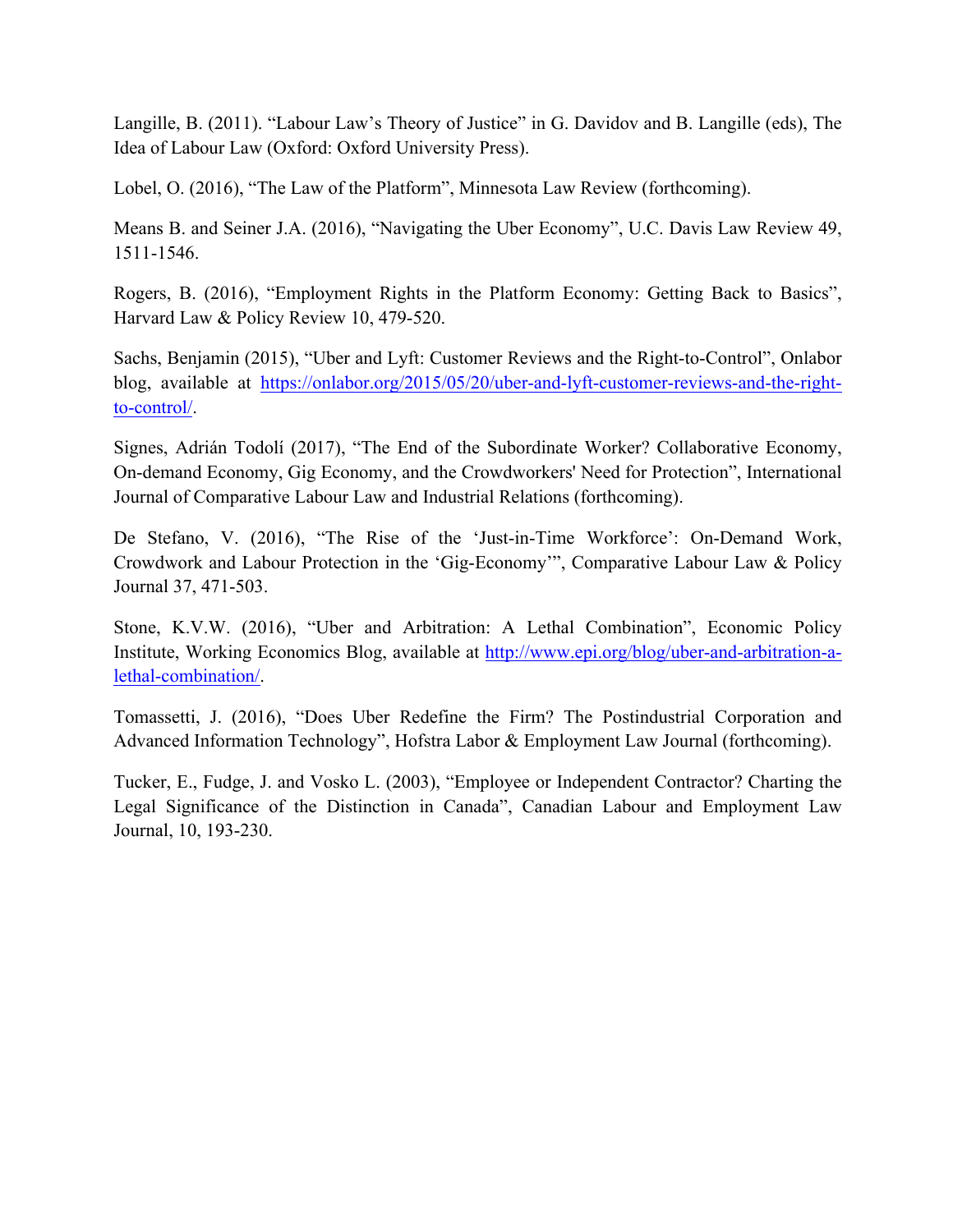Langille, B. (2011). "Labour Law's Theory of Justice" in G. Davidov and B. Langille (eds), The Idea of Labour Law (Oxford: Oxford University Press).

Lobel, O. (2016), "The Law of the Platform", Minnesota Law Review (forthcoming).

Means B. and Seiner J.A. (2016), "Navigating the Uber Economy", U.C. Davis Law Review 49, 1511-1546.

Rogers, B. (2016), "Employment Rights in the Platform Economy: Getting Back to Basics", Harvard Law & Policy Review 10, 479-520.

Sachs, Benjamin (2015), "Uber and Lyft: Customer Reviews and the Right-to-Control", Onlabor blog, available at https://onlabor.org/2015/05/20/uber-and-lyft-customer-reviews-and-the-right-to-control/.

Signes, Adrián Todolí (2017), "The End of the Subordinate Worker? Collaborative Economy, On-demand Economy, Gig Economy, and the Crowdworkers' Need for Protection", International Journal of Comparative Labour Law and Industrial Relations (forthcoming).

De Stefano, V. (2016), "The Rise of the 'Just-in-Time Workforce': On-Demand Work, Crowdwork and Labour Protection in the 'Gig-Economy'", Comparative Labour Law & Policy Journal 37, 471-503.

Stone, K.V.W. (2016), "Uber and Arbitration: A Lethal Combination", Economic Policy Institute, Working Economics Blog, available at http://www.epi.org/blog/uber-and-arbitration-a-lethal-combination/.

Tomassetti, J. (2016), "Does Uber Redefine the Firm? The Postindustrial Corporation and Advanced Information Technology", Hofstra Labor & Employment Law Journal (forthcoming).

Tucker, E., Fudge, J. and Vosko L. (2003), "Employee or Independent Contractor? Charting the Legal Significance of the Distinction in Canada", Canadian Labour and Employment Law Journal, 10, 193-230.